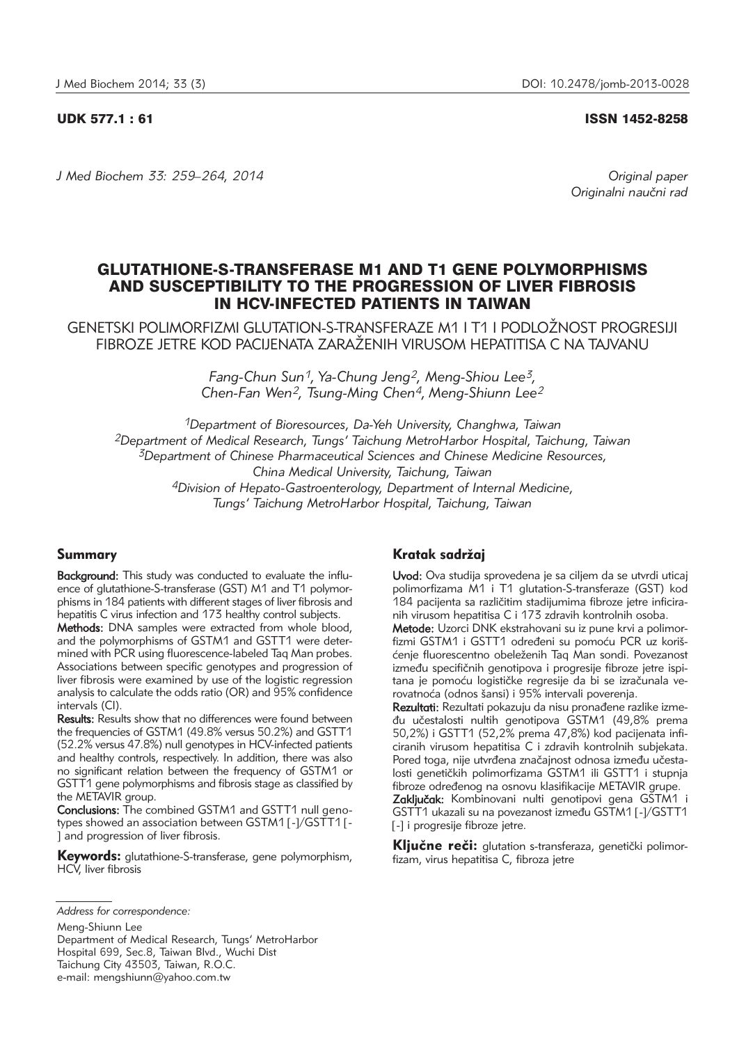UDK 577.1 : 61 ISSN 1452-8258

*Original paper*
*Originalni naučni rad*

# GLUTATHIONE-S-TRANSFERASE M1 AND T1 GENE POLYMORPHISMS AND SUSCEPTIBILITY TO THE PROGRESSION OF LIVER FIBROSIS IN HCV-INFECTED PATIENTS IN TAIWAN

## GENETSKI POLIMORFIZMI GLUTATION-S-TRANSFERAZE M1 I T1 I PODLOŽNOST PROGRESIJI FIBROZE JETRE KOD PACIJENATA ZARAŽENIH VIRUSOM HEPATITISA C NA TAJVANU

*Fang-Chun Sun[1], Ya-Chung Jeng[2], Meng-Shiou Lee[3], Chen-Fan Wen[2], Tsung-Ming Chen[4], Meng-Shiunn Lee[2]*

*[1]Department of Bioresources, Da-Yeh University, Changhwa, Taiwan*
*[2]Department of Medical Research, Tungs' Taichung MetroHarbor Hospital, Taichung, Taiwan*
*[3]Department of Chinese Pharmaceutical Sciences and Chinese Medicine Resources, China Medical University, Taichung, Taiwan*
*[4]Division of Hepato-Gastroenterology, Department of Internal Medicine, Tungs' Taichung MetroHarbor Hospital, Taichung, Taiwan*

### Summary

**Background:** This study was conducted to evaluate the influence of glutathione-S-transferase (GST) M1 and T1 polymorphisms in 184 patients with different stages of liver fibrosis and hepatitis C virus infection and 173 healthy control subjects.

**Methods:** DNA samples were extracted from whole blood, and the polymorphisms of GSTM1 and GSTT1 were determined with PCR using fluorescence-labeled Taq Man probes. Associations between specific genotypes and progression of liver fibrosis were examined by use of the logistic regression analysis to calculate the odds ratio (OR) and 95% confidence intervals (CI).

**Results:** Results show that no differences were found between the frequencies of GSTM1 (49.8% versus 50.2%) and GSTT1 (52.2% versus 47.8%) null genotypes in HCV-infected patients and healthy controls, respectively. In addition, there was also no significant relation between the frequency of GSTM1 or GSTT1 gene polymorphisms and fibrosis stage as classified by the METAVIR group.

**Conclusions:** The combined GSTM1 and GSTT1 null genotypes showed an association between GSTM1 [-]/GSTT1 [-] and progression of liver fibrosis.

**Keywords:** glutathione-S-transferase, gene polymorphism, HCV, liver fibrosis

### Kratak sadržaj

**Uvod:** Ova studija sprovedena je sa ciljem da se utvrdi uticaj polimorfizama M1 i T1 glutation-S-transferaze (GST) kod 184 pacijenta sa različitim stadijumima fibroze jetre inficiranih virusom hepatitisa C i 173 zdravih kontrolnih osoba.

**Metode:** Uzorci DNK ekstrahovani su iz pune krvi a polimorfizmi GSTM1 i GSTT1 određeni su pomoću PCR uz korišćenje fluorescentno obeleženih Taq Man sondi. Povezanost između specifičnih genotipova i progresije fibroze jetre ispitana je pomoću logističke regresije da bi se izračunala verovatnoća (odnos šansi) i 95% intervali poverenja.

**Rezultati:** Rezultati pokazuju da nisu pronađene razlike između učestalosti nultih genotipova GSTM1 (49,8% prema 50,2%) i GSTT1 (52,2% prema 47,8%) kod pacijenata inficiranih virusom hepatitisa C i zdravih kontrolnih subjekata. Pored toga, nije utvrđena značajnost odnosa između učestalosti genetičkih polimorfizama GSTM1 ili GSTT1 i stupnja fibroze jetre određenog na osnovu klasifikacije METAVIR grupe.

**Zaključak:** Kombinovani nulti genotipovi gena GSTM1 i GSTT1 ukazali su na povezanost između GSTM1 [-]/GSTT1 [-] i progresije fibroze jetre.

**Ključne reči:** glutation s-transferaza, genetički polimorfizam, virus hepatitisa C, fibroza jetre

*Address for correspondence:*

Meng-Shiunn Lee
Department of Medical Research, Tungs' MetroHarbor Hospital 699, Sec.8, Taiwan Blvd., Wuchi Dist
Taichung City 43503, Taiwan, R.O.C.
e-mail: mengshiunn@yahoo.com.tw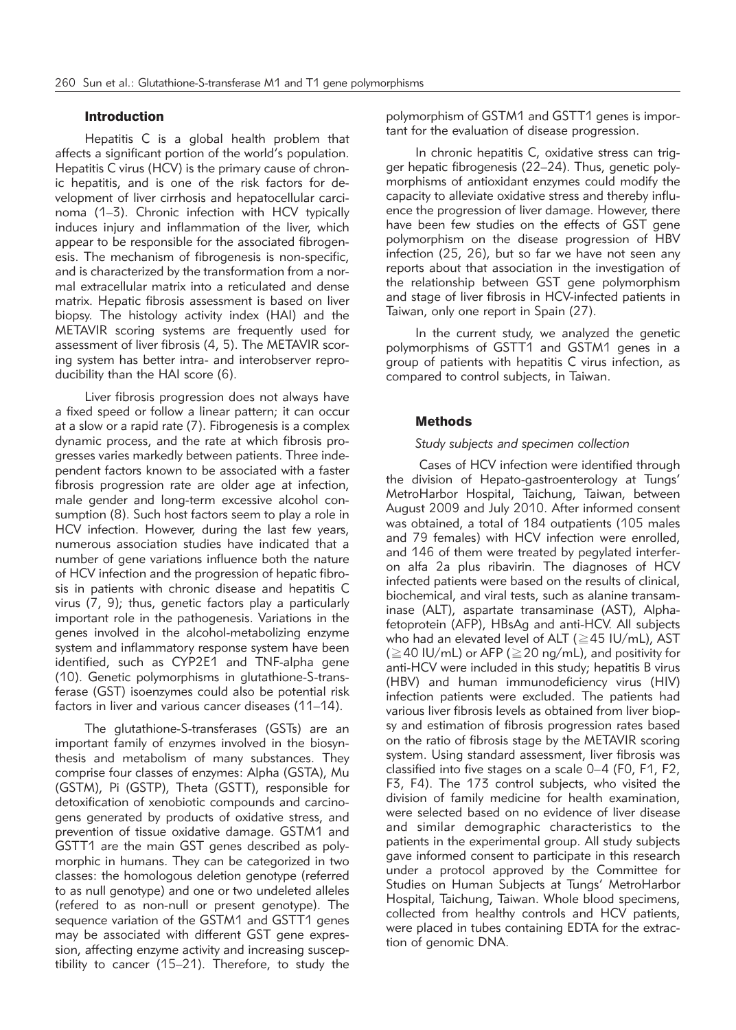## Introduction

Hepatitis C is a global health problem that affects a significant portion of the world's population. Hepatitis C virus (HCV) is the primary cause of chronic hepatitis, and is one of the risk factors for development of liver cirrhosis and hepatocellular carcinoma (1–3). Chronic infection with HCV typically induces injury and inflammation of the liver, which appear to be responsible for the associated fibrogenesis. The mechanism of fibrogenesis is non-specific, and is characterized by the transformation from a normal extracellular matrix into a reticulated and dense matrix. Hepatic fibrosis assessment is based on liver biopsy. The histology activity index (HAI) and the METAVIR scoring systems are frequently used for assessment of liver fibrosis (4, 5). The METAVIR scoring system has better intra- and interobserver reproducibility than the HAI score (6).

Liver fibrosis progression does not always have a fixed speed or follow a linear pattern; it can occur at a slow or a rapid rate (7). Fibrogenesis is a complex dynamic process, and the rate at which fibrosis progresses varies markedly between patients. Three independent factors known to be associated with a faster fibrosis progression rate are older age at infection, male gender and long-term excessive alcohol consumption (8). Such host factors seem to play a role in HCV infection. However, during the last few years, numerous association studies have indicated that a number of gene variations influence both the nature of HCV infection and the progression of hepatic fibrosis in patients with chronic disease and hepatitis C virus (7, 9); thus, genetic factors play a particularly important role in the pathogenesis. Variations in the genes involved in the alcohol-metabolizing enzyme system and inflammatory response system have been identified, such as CYP2E1 and TNF-alpha gene (10). Genetic polymorphisms in glutathione-S-transferase (GST) isoenzymes could also be potential risk factors in liver and various cancer diseases (11–14).

The glutathione-S-transferases (GSTs) are an important family of enzymes involved in the biosynthesis and metabolism of many substances. They comprise four classes of enzymes: Alpha (GSTA), Mu (GSTM), Pi (GSTP), Theta (GSTT), responsible for detoxification of xenobiotic compounds and carcinogens generated by products of oxidative stress, and prevention of tissue oxidative damage. GSTM1 and GSTT1 are the main GST genes described as polymorphic in humans. They can be categorized in two classes: the homologous deletion genotype (referred to as null genotype) and one or two undeleted alleles (refered to as non-null or present genotype). The sequence variation of the GSTM1 and GSTT1 genes may be associated with different GST gene expression, affecting enzyme activity and increasing susceptibility to cancer (15–21). Therefore, to study the polymorphism of GSTM1 and GSTT1 genes is important for the evaluation of disease progression.

In chronic hepatitis C, oxidative stress can trigger hepatic fibrogenesis (22–24). Thus, genetic polymorphisms of antioxidant enzymes could modify the capacity to alleviate oxidative stress and thereby influence the progression of liver damage. However, there have been few studies on the effects of GST gene polymorphism on the disease progression of HBV infection (25, 26), but so far we have not seen any reports about that association in the investigation of the relationship between GST gene polymorphism and stage of liver fibrosis in HCV-infected patients in Taiwan, only one report in Spain (27).

In the current study, we analyzed the genetic polymorphisms of GSTT1 and GSTM1 genes in a group of patients with hepatitis C virus infection, as compared to control subjects, in Taiwan.

## Methods

### *Study subjects and specimen collection*

Cases of HCV infection were identified through the division of Hepato-gastroenterology at Tungs' MetroHarbor Hospital, Taichung, Taiwan, between August 2009 and July 2010. After informed consent was obtained, a total of 184 outpatients (105 males and 79 females) with HCV infection were enrolled, and 146 of them were treated by pegylated interferon alfa 2a plus ribavirin. The diagnoses of HCV infected patients were based on the results of clinical, biochemical, and viral tests, such as alanine transaminase (ALT), aspartate transaminase (AST), Alpha-fetoprotein (AFP), HBsAg and anti-HCV. All subjects who had an elevated level of ALT (≧45 IU/mL), AST (≧40 IU/mL) or AFP (≧20 ng/mL), and positivity for anti-HCV were included in this study; hepatitis B virus (HBV) and human immunodeficiency virus (HIV) infection patients were excluded. The patients had various liver fibrosis levels as obtained from liver biopsy and estimation of fibrosis progression rates based on the ratio of fibrosis stage by the METAVIR scoring system. Using standard assessment, liver fibrosis was classified into five stages on a scale 0–4 (F0, F1, F2, F3, F4). The 173 control subjects, who visited the division of family medicine for health examination, were selected based on no evidence of liver disease and similar demographic characteristics to the patients in the experimental group. All study subjects gave informed consent to participate in this research under a protocol approved by the Committee for Studies on Human Subjects at Tungs' MetroHarbor Hospital, Taichung, Taiwan. Whole blood specimens, collected from healthy controls and HCV patients, were placed in tubes containing EDTA for the extraction of genomic DNA.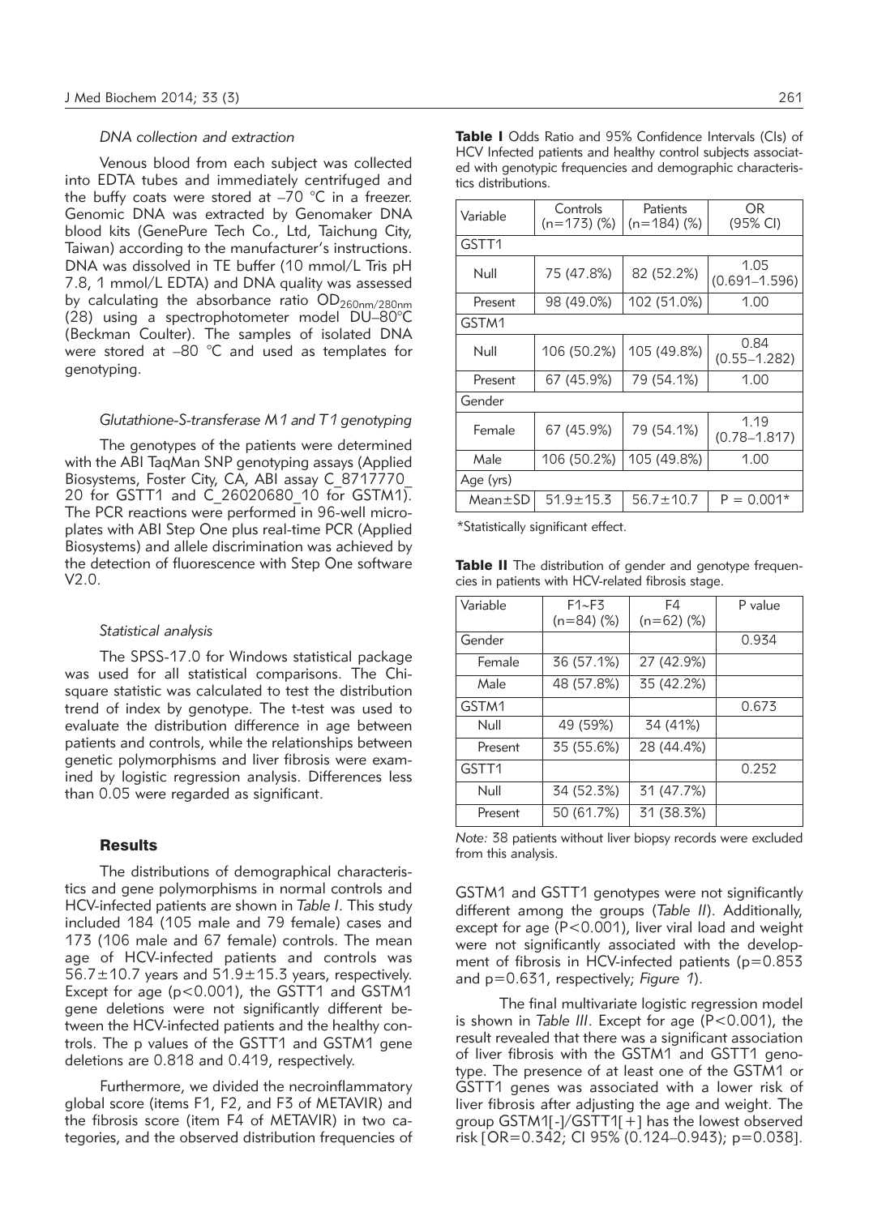### *DNA collection and extraction*

Venous blood from each subject was collected into EDTA tubes and immediately centrifuged and the buffy coats were stored at –70 °C in a freezer. Genomic DNA was extracted by Genomaker DNA blood kits (GenePure Tech Co., Ltd, Taichung City, Taiwan) according to the manufacturer's instructions. DNA was dissolved in TE buffer (10 mmol/L Tris pH 7.8, 1 mmol/L EDTA) and DNA quality was assessed by calculating the absorbance ratio $OD_{260nm/280nm}$ (28) using a spectrophotometer model DU–80°C (Beckman Coulter). The samples of isolated DNA were stored at –80 °C and used as templates for genotyping.

### *Glutathione-S-transferase M1 and T1 genotyping*

The genotypes of the patients were determined with the ABI TaqMan SNP genotyping assays (Applied Biosystems, Foster City, CA, ABI assay C_8717770_20 for GSTT1 and C_26020680_10 for GSTM1). The PCR reactions were performed in 96-well microplates with ABI Step One plus real-time PCR (Applied Biosystems) and allele discrimination was achieved by the detection of fluorescence with Step One software V2.0.

### *Statistical analysis*

The SPSS-17.0 for Windows statistical package was used for all statistical comparisons. The Chi-square statistic was calculated to test the distribution trend of index by genotype. The t-test was used to evaluate the distribution difference in age between patients and controls, while the relationships between genetic polymorphisms and liver fibrosis were examined by logistic regression analysis. Differences less than 0.05 were regarded as significant.

## Results

The distributions of demographical characteristics and gene polymorphisms in normal controls and HCV-infected patients are shown in *Table I*. This study included 184 (105 male and 79 female) cases and 173 (106 male and 67 female) controls. The mean age of HCV-infected patients and controls was 56.7±10.7 years and 51.9±15.3 years, respectively. Except for age (p<0.001), the GSTT1 and GSTM1 gene deletions were not significantly different between the HCV-infected patients and the healthy controls. The p values of the GSTT1 and GSTM1 gene deletions are 0.818 and 0.419, respectively.

Furthermore, we divided the necroinflammatory global score (items F1, F2, and F3 of METAVIR) and the fibrosis score (item F4 of METAVIR) in two categories, and the observed distribution frequencies of GSTM1 and GSTT1 genotypes were not significantly different among the groups (*Table II*). Additionally, except for age (P<0.001), liver viral load and weight were not significantly associated with the development of fibrosis in HCV-infected patients (p=0.853 and p=0.631, respectively; *Figure 1*).

The final multivariate logistic regression model is shown in *Table III*. Except for age (P<0.001), the result revealed that there was a significant association of liver fibrosis with the GSTM1 and GSTT1 genotype. The presence of at least one of the GSTM1 or GSTT1 genes was associated with a lower risk of liver fibrosis after adjusting the age and weight. The group GSTM1[-]/GSTT1[+] has the lowest observed risk [OR=0.342; CI 95% (0.124–0.943); p=0.038].

**Table I** Odds Ratio and 95% Confidence Intervals (CIs) of HCV Infected patients and healthy control subjects associated with genotypic frequencies and demographic characteristics distributions.

| Variable | Controls (n=173) (%) | Patients (n=184) (%) | OR (95% CI) |
|---|---|---|---|
| GSTT1 | | | |
| Null | 75 (47.8%) | 82 (52.2%) | 1.05 (0.691–1.596) |
| Present | 98 (49.0%) | 102 (51.0%) | 1.00 |
| GSTM1 | | | |
| Null | 106 (50.2%) | 105 (49.8%) | 0.84 (0.55–1.282) |
| Present | 67 (45.9%) | 79 (54.1%) | 1.00 |
| Gender | | | |
| Female | 67 (45.9%) | 79 (54.1%) | 1.19 (0.78–1.817) |
| Male | 106 (50.2%) | 105 (49.8%) | 1.00 |
| Age (yrs) | | | |
| Mean±SD | 51.9±15.3 | 56.7±10.7 | P = 0.001* |

*Statistically significant effect.

**Table II** The distribution of gender and genotype frequencies in patients with HCV-related fibrosis stage.

| Variable | F1~F3 (n=84) (%) | F4 (n=62) (%) | P value |
|---|---|---|---|
| Gender | | | 0.934 |
| Female | 36 (57.1%) | 27 (42.9%) | |
| Male | 48 (57.8%) | 35 (42.2%) | |
| GSTM1 | | | 0.673 |
| Null | 49 (59%) | 34 (41%) | |
| Present | 35 (55.6%) | 28 (44.4%) | |
| GSTT1 | | | 0.252 |
| Null | 34 (52.3%) | 31 (47.7%) | |
| Present | 50 (61.7%) | 31 (38.3%) | |

*Note:* 38 patients without liver biopsy records were excluded from this analysis.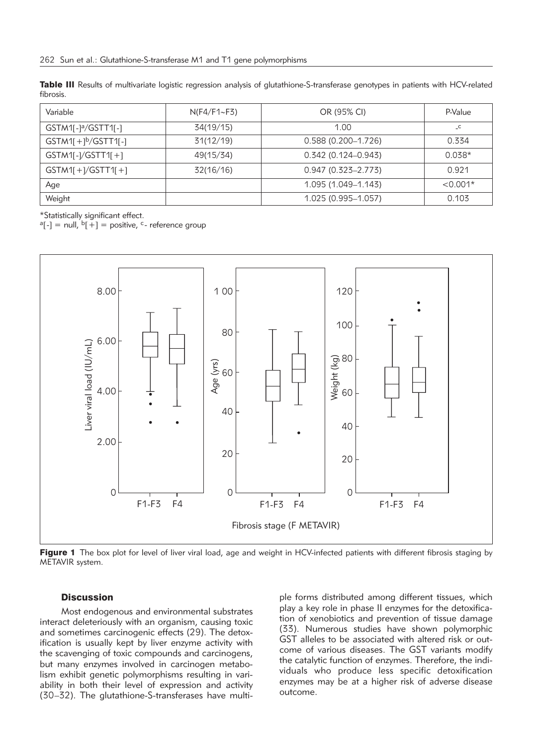**Table III** Results of multivariate logistic regression analysis of glutathione-S-transferase genotypes in patients with HCV-related fibrosis.

| Variable | N(F4/F1~F3) | OR (95% CI) | P-Value |
|---|---|---|---|
| GSTM1[-][a]/GSTT1[-] | 34(19/15) | 1.00 | -[c] |
| GSTM1[+][b]/GSTT1[-] | 31(12/19) | 0.588 (0.200–1.726) | 0.334 |
| GSTM1[-]/GSTT1[+] | 49(15/34) | 0.342 (0.124–0.943) | 0.038* |
| GSTM1[+]/GSTT1[+] | 32(16/16) | 0.947 (0.323–2.773) | 0.921 |
| Age | | 1.095 (1.049–1.143) | <0.001* |
| Weight | | 1.025 (0.995–1.057) | 0.103 |

*Statistically significant effect.
[a][-] = null, [b][+] = positive, [c]- reference group

**Figure 1** The box plot for level of liver viral load, age and weight in HCV-infected patients with different fibrosis staging by METAVIR system.

### Discussion

Most endogenous and environmental substrates interact deleteriously with an organism, causing toxic and sometimes carcinogenic effects (29). The detoxification is usually kept by liver enzyme activity with the scavenging of toxic compounds and carcinogens, but many enzymes involved in carcinogen metabolism exhibit genetic polymorphisms resulting in variability in both their level of expression and activity (30–32). The glutathione-S-transferases have multiple forms distributed among different tissues, which play a key role in phase II enzymes for the detoxification of xenobiotics and prevention of tissue damage (33). Numerous studies have shown polymorphic GST alleles to be associated with altered risk or outcome of various diseases. The GST variants modify the catalytic function of enzymes. Therefore, the individuals who produce less specific detoxification enzymes may be at a higher risk of adverse disease outcome.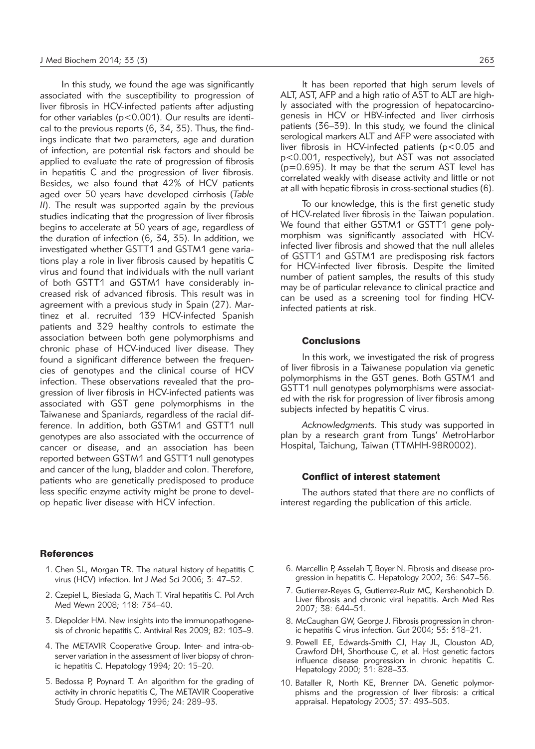In this study, we found the age was significantly associated with the susceptibility to progression of liver fibrosis in HCV-infected patients after adjusting for other variables ($p<0.001$). Our results are identical to the previous reports (6, 34, 35). Thus, the findings indicate that two parameters, age and duration of infection, are potential risk factors and should be applied to evaluate the rate of progression of fibrosis in hepatitis C and the progression of liver fibrosis. Besides, we also found that 42% of HCV patients aged over 50 years have developed cirrhosis (*Table II*). The result was supported again by the previous studies indicating that the progression of liver fibrosis begins to accelerate at 50 years of age, regardless of the duration of infection (6, 34, 35). In addition, we investigated whether GSTT1 and GSTM1 gene variations play a role in liver fibrosis caused by hepatitis C virus and found that individuals with the null variant of both GSTT1 and GSTM1 have considerably increased risk of advanced fibrosis. This result was in agreement with a previous study in Spain (27). Martinez et al. recruited 139 HCV-infected Spanish patients and 329 healthy controls to estimate the association between both gene polymorphisms and chronic phase of HCV-induced liver disease. They found a significant difference between the frequencies of genotypes and the clinical course of HCV infection. These observations revealed that the progression of liver fibrosis in HCV-infected patients was associated with GST gene polymorphisms in the Taiwanese and Spaniards, regardless of the racial difference. In addition, both GSTM1 and GSTT1 null genotypes are also associated with the occurrence of cancer or disease, and an association has been reported between GSTM1 and GSTT1 null genotypes and cancer of the lung, bladder and colon. Therefore, patients who are genetically predisposed to produce less specific enzyme activity might be prone to develop hepatic liver disease with HCV infection.

It has been reported that high serum levels of ALT, AST, AFP and a high ratio of AST to ALT are highly associated with the progression of hepatocarcinogenesis in HCV or HBV-infected and liver cirrhosis patients (36–39). In this study, we found the clinical serological markers ALT and AFP were associated with liver fibrosis in HCV-infected patients ($p<0.05$ and $p<0.001$, respectively), but AST was not associated ($p=0.695$). It may be that the serum AST level has correlated weakly with disease activity and little or not at all with hepatic fibrosis in cross-sectional studies (6).

To our knowledge, this is the first genetic study of HCV-related liver fibrosis in the Taiwan population. We found that either GSTM1 or GSTT1 gene polymorphism was significantly associated with HCV-infected liver fibrosis and showed that the null alleles of GSTT1 and GSTM1 are predisposing risk factors for HCV-infected liver fibrosis. Despite the limited number of patient samples, the results of this study may be of particular relevance to clinical practice and can be used as a screening tool for finding HCV-infected patients at risk.

## Conclusions

In this work, we investigated the risk of progress of liver fibrosis in a Taiwanese population via genetic polymorphisms in the GST genes. Both GSTM1 and GSTT1 null genotypes polymorphisms were associated with the risk for progression of liver fibrosis among subjects infected by hepatitis C virus.

*Acknowledgments.* This study was supported in plan by a research grant from Tungs' MetroHarbor Hospital, Taichung, Taiwan (TTMHH-98R0002).

## Conflict of interest statement

The authors stated that there are no conflicts of interest regarding the publication of this article.

## References

1. Chen SL, Morgan TR. The natural history of hepatitis C virus (HCV) infection. Int J Med Sci 2006; 3: 47–52.
2. Czepiel L, Biesiada G, Mach T. Viral hepatitis C. Pol Arch Med Wewn 2008; 118: 734–40.
3. Diepolder HM. New insights into the immunopathogenesis of chronic hepatitis C. Antiviral Res 2009; 82: 103–9.
4. The METAVIR Cooperative Group. Inter- and intra-observer variation in the assessment of liver biopsy of chronic hepatitis C. Hepatology 1994; 20: 15–20.
5. Bedossa P, Poynard T. An algorithm for the grading of activity in chronic hepatitis C, The METAVIR Cooperative Study Group. Hepatology 1996; 24: 289–93.
6. Marcellin P, Asselah T, Boyer N. Fibrosis and disease progression in hepatitis C. Hepatology 2002; 36: S47–56.
7. Gutierrez-Reyes G, Gutierrez-Ruiz MC, Kershenobich D. Liver fibrosis and chronic viral hepatitis. Arch Med Res 2007; 38: 644–51.
8. McCaughan GW, George J. Fibrosis progression in chronic hepatitis C virus infection. Gut 2004; 53: 318–21.
9. Powell EE, Edwards-Smith CJ, Hay JL, Clouston AD, Crawford DH, Shorthouse C, et al. Host genetic factors influence disease progression in chronic hepatitis C. Hepatology 2000; 31: 828–33.
10. Bataller R, North KE, Brenner DA. Genetic polymorphisms and the progression of liver fibrosis: a critical appraisal. Hepatology 2003; 37: 493–503.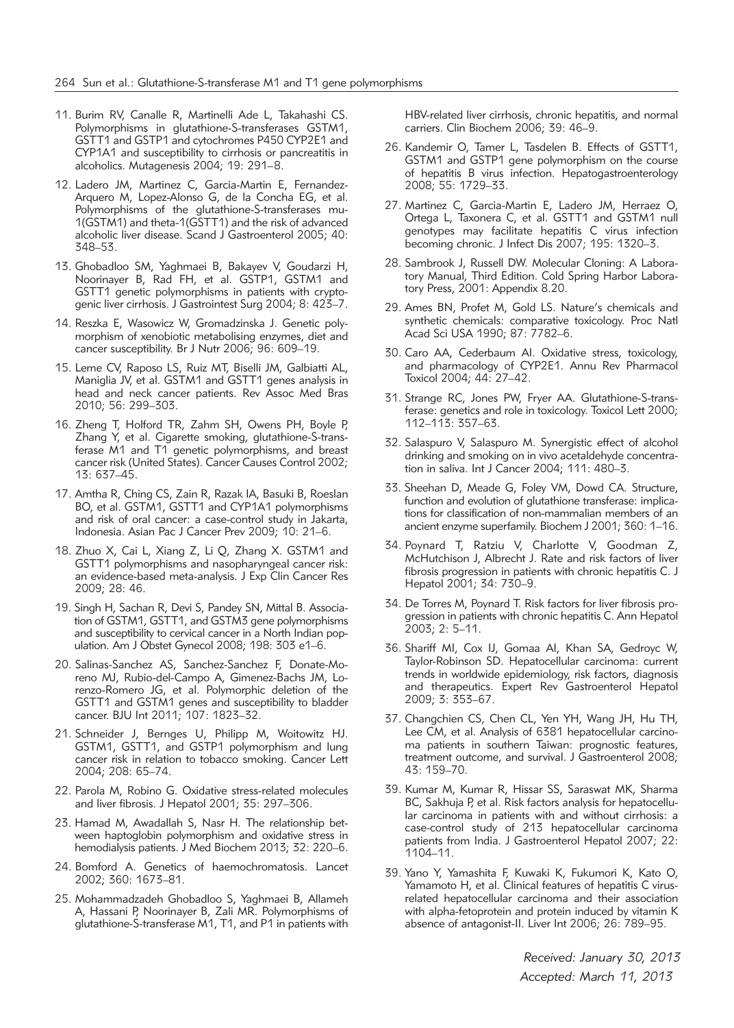11. Burim RV, Canalle R, Martinelli Ade L, Takahashi CS. Polymorphisms in glutathione-S-transferases GSTM1, GSTT1 and GSTP1 and cytochromes P450 CYP2E1 and CYP1A1 and susceptibility to cirrhosis or pancreatitis in alcoholics. Mutagenesis 2004; 19: 291–8.
12. Ladero JM, Martinez C, Garcia-Martin E, Fernandez-Arquero M, Lopez-Alonso G, de la Concha EG, et al. Polymorphisms of the glutathione-S-transferases mu-1(GSTM1) and theta-1(GSTT1) and the risk of advanced alcoholic liver disease. Scand J Gastroenterol 2005; 40: 348–53.
13. Ghobadloo SM, Yaghmaei B, Bakayev V, Goudarzi H, Noorinayer B, Rad FH, et al. GSTP1, GSTM1 and GSTT1 genetic polymorphisms in patients with cryptogenic liver cirrhosis. J Gastrointest Surg 2004; 8: 423–7.
14. Reszka E, Wasowicz W, Gromadzinska J. Genetic polymorphism of xenobiotic metabolising enzymes, diet and cancer susceptibility. Br J Nutr 2006; 96: 609–19.
15. Leme CV, Raposo LS, Ruiz MT, Biselli JM, Galbiatti AL, Maniglia JV, et al. GSTM1 and GSTT1 genes analysis in head and neck cancer patients. Rev Assoc Med Bras 2010; 56: 299–303.
16. Zheng T, Holford TR, Zahm SH, Owens PH, Boyle P, Zhang Y, et al. Cigarette smoking, glutathione-S-transferase M1 and T1 genetic polymorphisms, and breast cancer risk (United States). Cancer Causes Control 2002; 13: 637–45.
17. Amtha R, Ching CS, Zain R, Razak IA, Basuki B, Roeslan BO, et al. GSTM1, GSTT1 and CYP1A1 polymorphisms and risk of oral cancer: a case-control study in Jakarta, Indonesia. Asian Pac J Cancer Prev 2009; 10: 21–6.
18. Zhuo X, Cai L, Xiang Z, Li Q, Zhang X. GSTM1 and GSTT1 polymorphisms and nasopharyngeal cancer risk: an evidence-based meta-analysis. J Exp Clin Cancer Res 2009; 28: 46.
19. Singh H, Sachan R, Devi S, Pandey SN, Mittal B. Association of GSTM1, GSTT1, and GSTM3 gene polymorphisms and susceptibility to cervical cancer in a North Indian population. Am J Obstet Gynecol 2008; 198: 303 e1–6.
20. Salinas-Sanchez AS, Sanchez-Sanchez F, Donate-Moreno MJ, Rubio-del-Campo A, Gimenez-Bachs JM, Lorenzo-Romero JG, et al. Polymorphic deletion of the GSTT1 and GSTM1 genes and susceptibility to bladder cancer. BJU Int 2011; 107: 1823–32.
21. Schneider J, Bernges U, Philipp M, Woitowitz HJ. GSTM1, GSTT1, and GSTP1 polymorphism and lung cancer risk in relation to tobacco smoking. Cancer Lett 2004; 208: 65–74.
22. Parola M, Robino G. Oxidative stress-related molecules and liver fibrosis. J Hepatol 2001; 35: 297–306.
23. Hamad M, Awadallah S, Nasr H. The relationship between haptoglobin polymorphism and oxidative stress in hemodialysis patients. J Med Biochem 2013; 32: 220–6.
24. Bomford A. Genetics of haemochromatosis. Lancet 2002; 360: 1673–81.
25. Mohammadzadeh Ghobadloo S, Yaghmaei B, Allameh A, Hassani P, Noorinayer B, Zali MR. Polymorphisms of glutathione-S-transferase M1, T1, and P1 in patients with HBV-related liver cirrhosis, chronic hepatitis, and normal carriers. Clin Biochem 2006; 39: 46–9.
26. Kandemir O, Tamer L, Tasdelen B. Effects of GSTT1, GSTM1 and GSTP1 gene polymorphism on the course of hepatitis B virus infection. Hepatogastroenterology 2008; 55: 1729–33.
27. Martinez C, Garcia-Martin E, Ladero JM, Herraez O, Ortega L, Taxonera C, et al. GSTT1 and GSTM1 null genotypes may facilitate hepatitis C virus infection becoming chronic. J Infect Dis 2007; 195: 1320–3.
28. Sambrook J, Russell DW. Molecular Cloning: A Laboratory Manual, Third Edition. Cold Spring Harbor Laboratory Press, 2001: Appendix 8.20.
29. Ames BN, Profet M, Gold LS. Nature's chemicals and synthetic chemicals: comparative toxicology. Proc Natl Acad Sci USA 1990; 87: 7782–6.
30. Caro AA, Cederbaum AI. Oxidative stress, toxicology, and pharmacology of CYP2E1. Annu Rev Pharmacol Toxicol 2004; 44: 27–42.
31. Strange RC, Jones PW, Fryer AA. Glutathione-S-transferase: genetics and role in toxicology. Toxicol Lett 2000; 112–113: 357–63.
32. Salaspuro V, Salaspuro M. Synergistic effect of alcohol drinking and smoking on in vivo acetaldehyde concentration in saliva. Int J Cancer 2004; 111: 480–3.
33. Sheehan D, Meade G, Foley VM, Dowd CA. Structure, function and evolution of glutathione transferase: implications for classification of non-mammalian members of an ancient enzyme superfamily. Biochem J 2001; 360: 1–16.
34. Poynard T, Ratziu V, Charlotte V, Goodman Z, McHutchison J, Albrecht J. Rate and risk factors of liver fibrosis progression in patients with chronic hepatitis C. J Hepatol 2001; 34: 730–9.
34. De Torres M, Poynard T. Risk factors for liver fibrosis progression in patients with chronic hepatitis C. Ann Hepatol 2003; 2: 5–11.
36. Shariff MI, Cox IJ, Gomaa AI, Khan SA, Gedroyc W, Taylor-Robinson SD. Hepatocellular carcinoma: current trends in worldwide epidemiology, risk factors, diagnosis and therapeutics. Expert Rev Gastroenterol Hepatol 2009; 3: 353–67.
37. Changchien CS, Chen CL, Yen YH, Wang JH, Hu TH, Lee CM, et al. Analysis of 6381 hepatocellular carcinoma patients in southern Taiwan: prognostic features, treatment outcome, and survival. J Gastroenterol 2008; 43: 159–70.
39. Kumar M, Kumar R, Hissar SS, Saraswat MK, Sharma BC, Sakhuja P, et al. Risk factors analysis for hepatocellular carcinoma in patients with and without cirrhosis: a case-control study of 213 hepatocellular carcinoma patients from India. J Gastroenterol Hepatol 2007; 22: 1104–11.
39. Yano Y, Yamashita F, Kuwaki K, Fukumori K, Kato O, Yamamoto H, et al. Clinical features of hepatitis C virus-related hepatocellular carcinoma and their association with alpha-fetoprotein and protein induced by vitamin K absence of antagonist-II. Liver Int 2006; 26: 789–95.

*Received: January 30, 2013*
*Accepted: March 11, 2013*